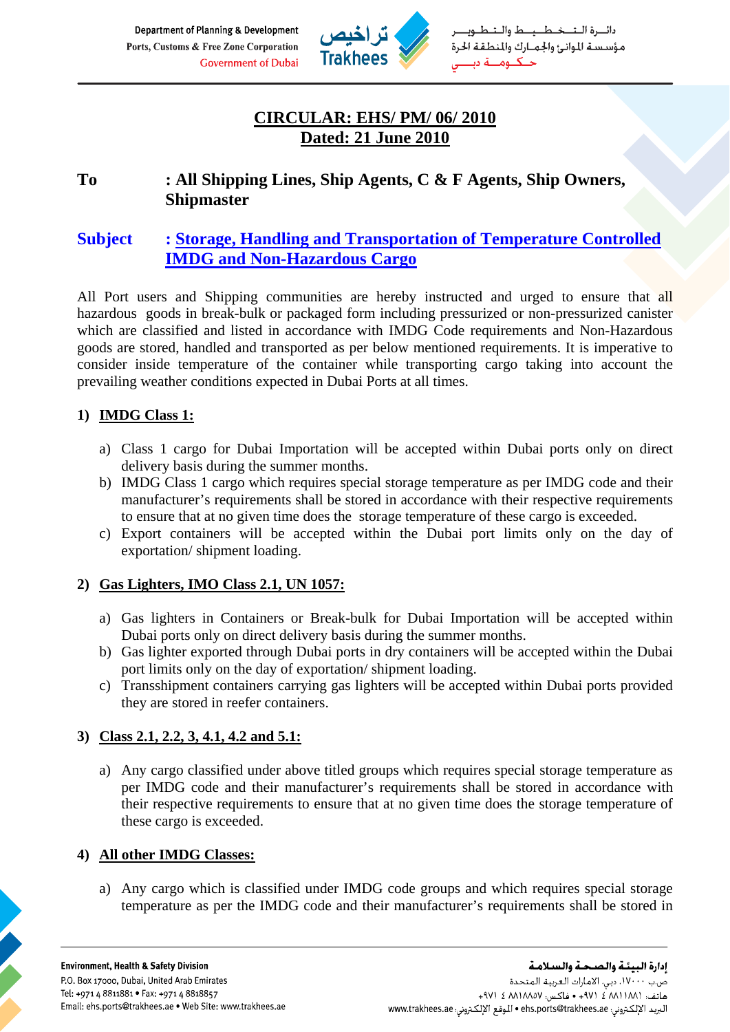Department of Planning & Development
Ports, Customs & Free Zone Corporation
Government of Dubai

دائـــرة الـتـخـطـيـط والـتـطـويـــر
مؤسسة الموانئ والجمارك والمنطقة الحرة
حـكـومــة دبـــي

## CIRCULAR: EHS/ PM/ 06/ 2010
## Dated: 21 June 2010

**To** : **All Shipping Lines, Ship Agents, C & F Agents, Ship Owners, Shipmaster**

**Subject** : **Storage, Handling and Transportation of Temperature Controlled IMDG and Non-Hazardous Cargo**

All Port users and Shipping communities are hereby instructed and urged to ensure that all hazardous goods in break-bulk or packaged form including pressurized or non-pressurized canister which are classified and listed in accordance with IMDG Code requirements and Non-Hazardous goods are stored, handled and transported as per below mentioned requirements. It is imperative to consider inside temperature of the container while transporting cargo taking into account the prevailing weather conditions expected in Dubai Ports at all times.

### 1) IMDG Class 1:

a) Class 1 cargo for Dubai Importation will be accepted within Dubai ports only on direct delivery basis during the summer months.
b) IMDG Class 1 cargo which requires special storage temperature as per IMDG code and their manufacturer's requirements shall be stored in accordance with their respective requirements to ensure that at no given time does the storage temperature of these cargo is exceeded.
c) Export containers will be accepted within the Dubai port limits only on the day of exportation/ shipment loading.

### 2) Gas Lighters, IMO Class 2.1, UN 1057:

a) Gas lighters in Containers or Break-bulk for Dubai Importation will be accepted within Dubai ports only on direct delivery basis during the summer months.
b) Gas lighter exported through Dubai ports in dry containers will be accepted within the Dubai port limits only on the day of exportation/ shipment loading.
c) Transshipment containers carrying gas lighters will be accepted within Dubai ports provided they are stored in reefer containers.

### 3) Class 2.1, 2.2, 3, 4.1, 4.2 and 5.1:

a) Any cargo classified under above titled groups which requires special storage temperature as per IMDG code and their manufacturer's requirements shall be stored in accordance with their respective requirements to ensure that at no given time does the storage temperature of these cargo is exceeded.

### 4) All other IMDG Classes:

a) Any cargo which is classified under IMDG code groups and which requires special storage temperature as per the IMDG code and their manufacturer's requirements shall be stored in

**Environment, Health & Safety Division**
P.O. Box 17000, Dubai, United Arab Emirates
Tel: +971 4 8811881 • Fax: +971 4 8818857
Email: ehs.ports@trakhees.ae • Web Site: www.trakhees.ae

إدارة البيئـة والصحـة والسـلامـة
ص.ب ١٧٠٠٠، دبي، الامارات العربية المتحدة
هاتف: ٨٨١١٨٨١ ٤ ٩٧١+ • فاكس: ٨٨١٨٨٥٧ ٤ ٩٧١+
البريد الإلكتروني: ehs.ports@trakhees.ae • الموقع الإلكتروني: www.trakhees.ae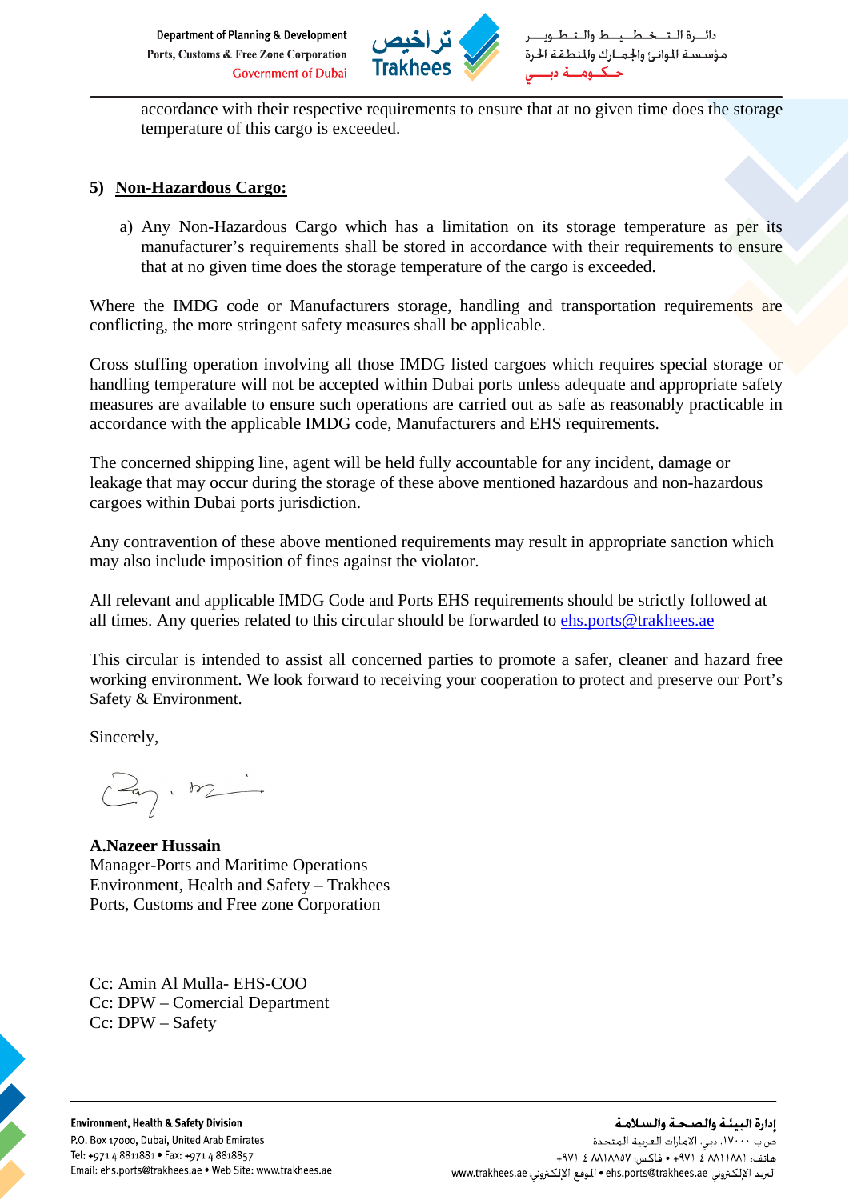accordance with their respective requirements to ensure that at no given time does the storage temperature of this cargo is exceeded.

## 5) Non-Hazardous Cargo:

a) Any Non-Hazardous Cargo which has a limitation on its storage temperature as per its manufacturer's requirements shall be stored in accordance with their requirements to ensure that at no given time does the storage temperature of the cargo is exceeded.

Where the IMDG code or Manufacturers storage, handling and transportation requirements are conflicting, the more stringent safety measures shall be applicable.

Cross stuffing operation involving all those IMDG listed cargoes which requires special storage or handling temperature will not be accepted within Dubai ports unless adequate and appropriate safety measures are available to ensure such operations are carried out as safe as reasonably practicable in accordance with the applicable IMDG code, Manufacturers and EHS requirements.

The concerned shipping line, agent will be held fully accountable for any incident, damage or leakage that may occur during the storage of these above mentioned hazardous and non-hazardous cargoes within Dubai ports jurisdiction.

Any contravention of these above mentioned requirements may result in appropriate sanction which may also include imposition of fines against the violator.

All relevant and applicable IMDG Code and Ports EHS requirements should be strictly followed at all times. Any queries related to this circular should be forwarded to ehs.ports@trakhees.ae

This circular is intended to assist all concerned parties to promote a safer, cleaner and hazard free working environment. We look forward to receiving your cooperation to protect and preserve our Port's Safety & Environment.

Sincerely,

**A.Nazeer Hussain**
Manager-Ports and Maritime Operations
Environment, Health and Safety – Trakhees
Ports, Customs and Free zone Corporation

Cc: Amin Al Mulla- EHS-COO
Cc: DPW – Comercial Department
Cc: DPW – Safety